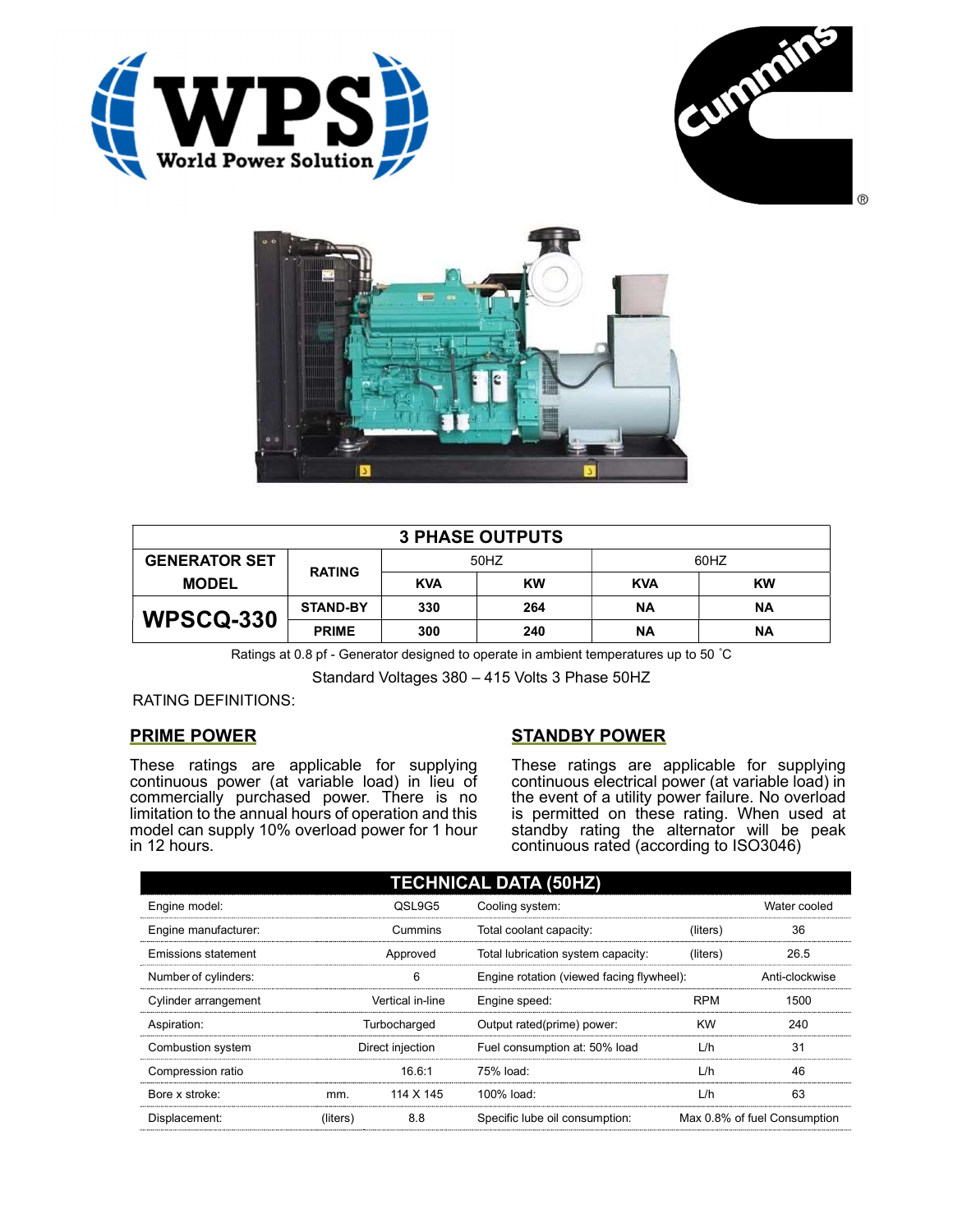| 3 PHASE OUTPUTS | | | | | |
|---|---|---|---|---|---|
| GENERATOR SET MODEL | RATING | 50HZ | | 60HZ | |
| | | KVA | KW | KVA | KW |
| **WPSCQ-330** | STAND-BY | 330 | 264 | NA | NA |
| | PRIME | 300 | 240 | NA | NA |

Ratings at 0.8 pf - Generator designed to operate in ambient temperatures up to 50 ˚C

Standard Voltages 380 – 415 Volts 3 Phase 50HZ

RATING DEFINITIONS:

## PRIME POWER

These ratings are applicable for supplying continuous power (at variable load) in lieu of commercially purchased power. There is no limitation to the annual hours of operation and this model can supply 10% overload power for 1 hour in 12 hours.

## STANDBY POWER

These ratings are applicable for supplying continuous electrical power (at variable load) in the event of a utility power failure. No overload is permitted on these rating. When used at standby rating the alternator will be peak continuous rated (according to ISO3046)

| TECHNICAL DATA (50HZ) | | | | | |
|---|---|---|---|---|---|
| Engine model: | | QSL9G5 | Cooling system: | | Water cooled |
| Engine manufacturer: | | Cummins | Total coolant capacity: | (liters) | 36 |
| Emissions statement | | Approved | Total lubrication system capacity: | (liters) | 26.5 |
| Number of cylinders: | | 6 | Engine rotation (viewed facing flywheel): | | Anti-clockwise |
| Cylinder arrangement | | Vertical in-line | Engine speed: | RPM | 1500 |
| Aspiration: | | Turbocharged | Output rated(prime) power: | KW | 240 |
| Combustion system | | Direct injection | Fuel consumption at: 50% load | L/h | 31 |
| Compression ratio | | 16.6:1 | 75% load: | L/h | 46 |
| Bore x stroke: | mm. | 114 X 145 | 100% load: | L/h | 63 |
| Displacement: | (liters) | 8.8 | Specific lube oil consumption: | | Max 0.8% of fuel Consumption |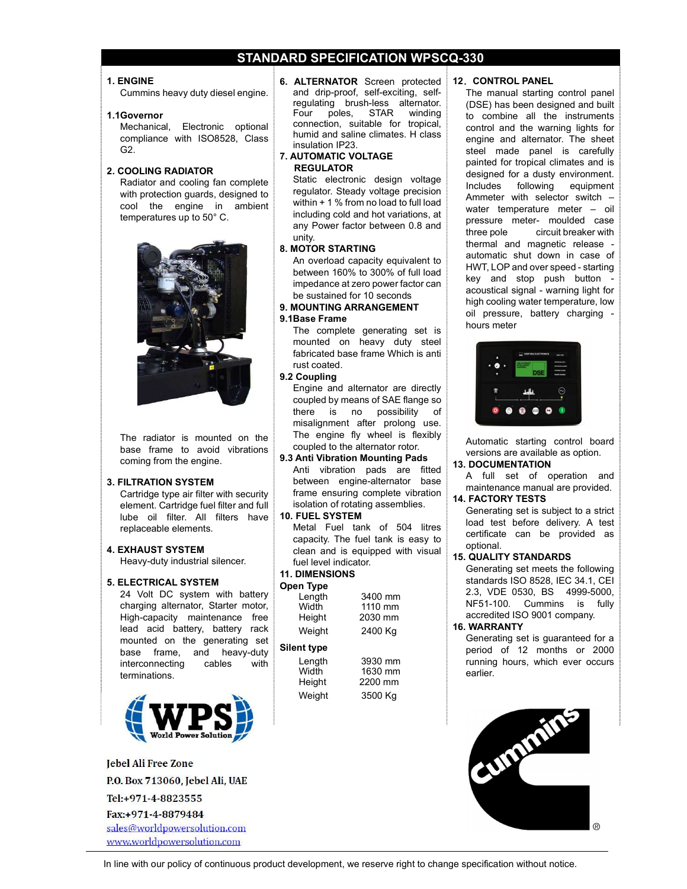# STANDARD SPECIFICATION WPSCQ-330

## 1. ENGINE

Cummins heavy duty diesel engine.

### 1.1Governor

Mechanical, Electronic optional compliance with ISO8528, Class G2.

## 2. COOLING RADIATOR

Radiator and cooling fan complete with protection guards, designed to cool the engine in ambient temperatures up to 50° C.

The radiator is mounted on the base frame to avoid vibrations coming from the engine.

## 3. FILTRATION SYSTEM

Cartridge type air filter with security element. Cartridge fuel filter and full lube oil filter. All filters have replaceable elements.

## 4. EXHAUST SYSTEM

Heavy-duty industrial silencer.

## 5. ELECTRICAL SYSTEM

24 Volt DC system with battery charging alternator, Starter motor, High-capacity maintenance free lead acid battery, battery rack mounted on the generating set base frame, and heavy-duty interconnecting cables with terminations.

## 6. ALTERNATOR

Screen protected and drip-proof, self-exciting, self-regulating brush-less alternator. Four poles, STAR winding connection, suitable for tropical, humid and saline climates. H class insulation IP23.

## 7. AUTOMATIC VOLTAGE REGULATOR

Static electronic design voltage regulator. Steady voltage precision within + 1 % from no load to full load including cold and hot variations, at any Power factor between 0.8 and unity.

## 8. MOTOR STARTING

An overload capacity equivalent to between 160% to 300% of full load impedance at zero power factor can be sustained for 10 seconds

## 9. MOUNTING ARRANGEMENT

### 9.1Base Frame

The complete generating set is mounted on heavy duty steel fabricated base frame Which is anti rust coated.

### 9.2 Coupling

Engine and alternator are directly coupled by means of SAE flange so there is no possibility of misalignment after prolong use. The engine fly wheel is flexibly coupled to the alternator rotor.

### 9.3 Anti Vibration Mounting Pads

Anti vibration pads are fitted between engine-alternator base frame ensuring complete vibration isolation of rotating assemblies.

## 10. FUEL SYSTEM

Metal Fuel tank of 504 litres capacity. The fuel tank is easy to clean and is equipped with visual fuel level indicator.

## 11. DIMENSIONS

**Open Type**

| | |
|---|---|
| Length | 3400 mm |
| Width | 1110 mm |
| Height | 2030 mm |
| Weight | 2400 Kg |

**Silent type**

| | |
|---|---|
| Length | 3930 mm |
| Width | 1630 mm |
| Height | 2200 mm |
| Weight | 3500 Kg |

## 12. CONTROL PANEL

The manual starting control panel (DSE) has been designed and built to combine all the instruments control and the warning lights for engine and alternator. The sheet steel made panel is carefully painted for tropical climates and is designed for a dusty environment. Includes following equipment Ammeter with selector switch – water temperature meter – oil pressure meter- moulded case three pole circuit breaker with thermal and magnetic release - automatic shut down in case of HWT, LOP and over speed - starting key and stop push button - acoustical signal - warning light for high cooling water temperature, low oil pressure, battery charging - hours meter

Automatic starting control board versions are available as option.

## 13. DOCUMENTATION

A full set of operation and maintenance manual are provided.

## 14. FACTORY TESTS

Generating set is subject to a strict load test before delivery. A test certificate can be provided as optional.

## 15. QUALITY STANDARDS

Generating set meets the following standards ISO 8528, IEC 34.1, CEI 2.3, VDE 0530, BS 4999-5000, NF51-100. Cummins is fully accredited ISO 9001 company.

## 16. WARRANTY

Generating set is guaranteed for a period of 12 months or 2000 running hours, which ever occurs earlier.

WPS World Power Solution

Jebel Ali Free Zone
P.O. Box 713060, Jebel Ali, UAE
Tel:+971-4-8823555
Fax:+971-4-8879484
sales@worldpowersolution.com
www.worldpowersolution.com

Cummins®

In line with our policy of continuous product development, we reserve right to change specification without notice.